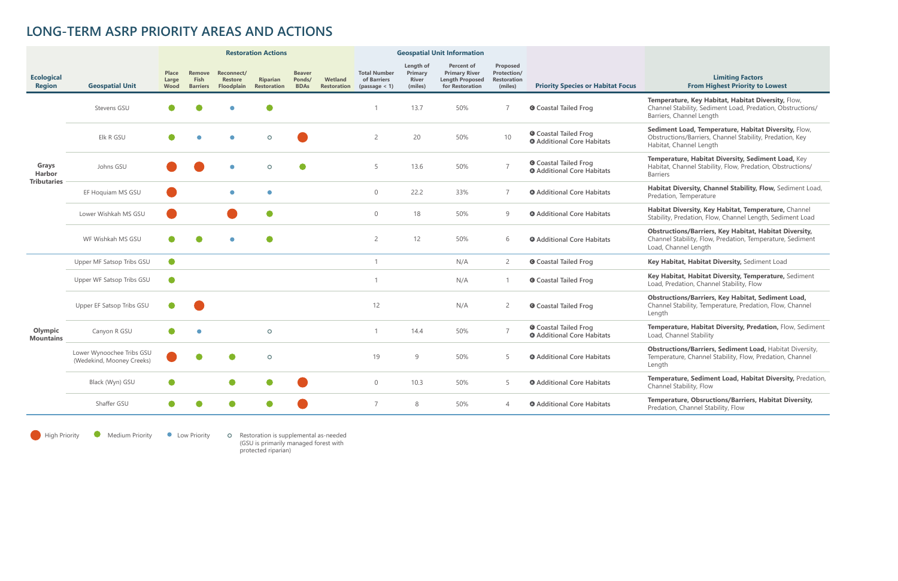## LONG-TERM ASRP PRIORITY AREAS AND ACTIONS

| | | Restoration Actions | | | | | | Geospatial Unit Information | | | | | |
|---|---|---|---|---|---|---|---|---|---|---|---|---|---|
| Ecological Region | Geospatial Unit | Place Large Wood | Remove Fish Barriers | Reconnect/ Restore Floodplain | Riparian Restoration | Beaver Ponds/ BDAs | Wetland Restoration | Total Number of Barriers (passage < 1) | Length of Primary River (miles) | Percent of Primary River Length Proposed for Restoration | Proposed Protection/ Restoration (miles) | Priority Species or Habitat Focus | Limiting Factors From Highest Priority to Lowest |
| Grays Harbor Tributaries | Stevens GSU | Medium | Medium | Low | Medium | | | 1 | 13.7 | 50% | 7 | C Coastal Tailed Frog | **Temperature, Key Habitat, Habitat Diversity,** Flow, Channel Stability, Sediment Load, Predation, Obstructions/ Barriers, Channel Length |
| | Elk R GSU | Medium | Low | Low | Supplemental | High | | 2 | 20 | 50% | 10 | C Coastal Tailed Frog<br>A Additional Core Habitats | **Sediment Load, Temperature, Habitat Diversity,** Flow, Obstructions/Barriers, Channel Stability, Predation, Key Habitat, Channel Length |
| | Johns GSU | High | High | Low | Supplemental | Medium | | 5 | 13.6 | 50% | 7 | C Coastal Tailed Frog<br>A Additional Core Habitats | **Temperature, Habitat Diversity, Sediment Load,** Key Habitat, Channel Stability, Flow, Predation, Obstructions/ Barriers |
| | EF Hoquiam MS GSU | High | | Low | Low | | | 0 | 22.2 | 33% | 7 | A Additional Core Habitats | **Habitat Diversity, Channel Stability, Flow,** Sediment Load, Predation, Temperature |
| | Lower Wishkah MS GSU | High | | High | Medium | | | 0 | 18 | 50% | 9 | A Additional Core Habitats | **Habitat Diversity, Key Habitat, Temperature,** Channel Stability, Predation, Flow, Channel Length, Sediment Load |
| | WF Wishkah MS GSU | Medium | Medium | Low | Medium | | | 2 | 12 | 50% | 6 | A Additional Core Habitats | **Obstructions/Barriers, Key Habitat, Habitat Diversity,** Channel Stability, Flow, Predation, Temperature, Sediment Load, Channel Length |
| Olympic Mountains | Upper MF Satsop Tribs GSU | Medium | | | | | | 1 | | N/A | 2 | C Coastal Tailed Frog | **Key Habitat, Habitat Diversity,** Sediment Load |
| | Upper WF Satsop Tribs GSU | Medium | | | | | | 1 | | N/A | 1 | C Coastal Tailed Frog | **Key Habitat, Habitat Diversity, Temperature,** Sediment Load, Predation, Channel Stability, Flow |
| | Upper EF Satsop Tribs GSU | Medium | High | | | | | 12 | | N/A | 2 | C Coastal Tailed Frog | **Obstructions/Barriers, Key Habitat, Sediment Load,** Channel Stability, Temperature, Predation, Flow, Channel Length |
| | Canyon R GSU | Medium | Low | | Supplemental | | | 1 | 14.4 | 50% | 7 | C Coastal Tailed Frog<br>A Additional Core Habitats | **Temperature, Habitat Diversity, Predation,** Flow, Sediment Load, Channel Stability |
| | Lower Wynoochee Tribs GSU (Wedekind, Mooney Creeks) | High | Medium | Medium | Supplemental | | | 19 | 9 | 50% | 5 | A Additional Core Habitats | **Obstructions/Barriers, Sediment Load,** Habitat Diversity, Temperature, Channel Stability, Flow, Predation, Channel Length |
| | Black (Wyn) GSU | Medium | | Medium | Medium | High | | 0 | 10.3 | 50% | 5 | A Additional Core Habitats | **Temperature, Sediment Load, Habitat Diversity,** Predation, Channel Stability, Flow |
| | Shaffer GSU | Medium | Medium | Medium | Medium | High | | 7 | 8 | 50% | 4 | A Additional Core Habitats | **Temperature, Obsructions/Barriers, Habitat Diversity,** Predation, Channel Stability, Flow |

High Priority | Medium Priority | Low Priority | Supplemental: Restoration is supplemental as-needed (GSU is primarily managed forest with protected riparian)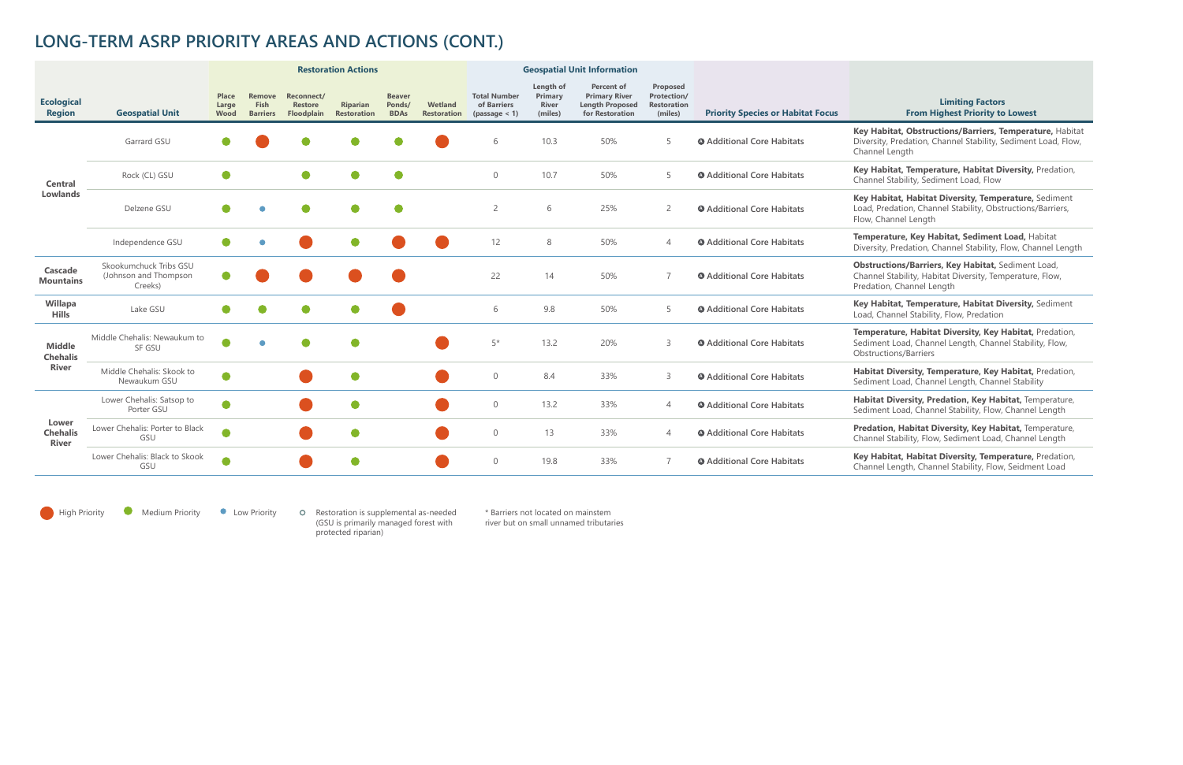# LONG-TERM ASRP PRIORITY AREAS AND ACTIONS (CONT.)

| Ecological Region | Geospatial Unit | Restoration Actions | | | | | | Geospatial Unit Information | | | | Priority Species or Habitat Focus | Limiting Factors From Highest Priority to Lowest |
|---|---|---|---|---|---|---|---|---|---|---|---|---|---|
| | | Place Large Wood | Remove Fish Barriers | Reconnect/ Restore Floodplain | Riparian Restoration | Beaver Ponds/ BDAs | Wetland Restoration | Total Number of Barriers (passage < 1) | Length of Primary River (miles) | Percent of Primary River Length Proposed for Restoration | Proposed Protection/ Restoration (miles) | | |
| Central Lowlands | Garrard GSU | Medium Priority | High Priority | Medium Priority | Medium Priority | Medium Priority | High Priority | 6 | 10.3 | 50% | 5 | Additional Core Habitats | **Key Habitat, Obstructions/Barriers, Temperature,** Habitat Diversity, Predation, Channel Stability, Sediment Load, Flow, Channel Length |
| Central Lowlands | Rock (CL) GSU | Medium Priority | | Medium Priority | Medium Priority | Medium Priority | | 0 | 10.7 | 50% | 5 | Additional Core Habitats | **Key Habitat, Temperature, Habitat Diversity,** Predation, Channel Stability, Sediment Load, Flow |
| Central Lowlands | Delzene GSU | Medium Priority | Low Priority | Medium Priority | Medium Priority | Medium Priority | | 2 | 6 | 25% | 2 | Additional Core Habitats | **Key Habitat, Habitat Diversity, Temperature,** Sediment Load, Predation, Channel Stability, Obstructions/Barriers, Flow, Channel Length |
| Central Lowlands | Independence GSU | Medium Priority | Low Priority | High Priority | Medium Priority | High Priority | High Priority | 12 | 8 | 50% | 4 | Additional Core Habitats | **Temperature, Key Habitat, Sediment Load,** Habitat Diversity, Predation, Channel Stability, Flow, Channel Length |
| Cascade Mountains | Skookumchuck Tribs GSU (Johnson and Thompson Creeks) | Medium Priority | High Priority | High Priority | High Priority | High Priority | | 22 | 14 | 50% | 7 | Additional Core Habitats | **Obstructions/Barriers, Key Habitat,** Sediment Load, Channel Stability, Habitat Diversity, Temperature, Flow, Predation, Channel Length |
| Willapa Hills | Lake GSU | Medium Priority | Medium Priority | Medium Priority | Medium Priority | High Priority | | 6 | 9.8 | 50% | 5 | Additional Core Habitats | **Key Habitat, Temperature, Habitat Diversity,** Sediment Load, Channel Stability, Flow, Predation |
| Middle Chehalis River | Middle Chehalis: Newaukum to SF GSU | Medium Priority | Low Priority | Medium Priority | Medium Priority | | High Priority | 5* | 13.2 | 20% | 3 | Additional Core Habitats | **Temperature, Habitat Diversity, Key Habitat,** Predation, Sediment Load, Channel Length, Channel Stability, Flow, Obstructions/Barriers |
| Middle Chehalis River | Middle Chehalis: Skook to Newaukum GSU | Medium Priority | | High Priority | Medium Priority | | High Priority | 0 | 8.4 | 33% | 3 | Additional Core Habitats | **Habitat Diversity, Temperature, Key Habitat,** Predation, Sediment Load, Channel Length, Channel Stability |
| Lower Chehalis River | Lower Chehalis: Satsop to Porter GSU | Medium Priority | | High Priority | Medium Priority | | High Priority | 0 | 13.2 | 33% | 4 | Additional Core Habitats | **Habitat Diversity, Predation, Key Habitat,** Temperature, Sediment Load, Channel Stability, Flow, Channel Length |
| Lower Chehalis River | Lower Chehalis: Porter to Black GSU | Medium Priority | | High Priority | Medium Priority | | High Priority | 0 | 13 | 33% | 4 | Additional Core Habitats | **Predation, Habitat Diversity, Key Habitat,** Temperature, Channel Stability, Flow, Sediment Load, Channel Length |
| Lower Chehalis River | Lower Chehalis: Black to Skook GSU | Medium Priority | | High Priority | Medium Priority | | High Priority | 0 | 19.8 | 33% | 7 | Additional Core Habitats | **Key Habitat, Habitat Diversity, Temperature,** Predation, Channel Length, Channel Stability, Flow, Seidment Load |

High Priority | Medium Priority | Low Priority | Restoration is supplemental as-needed (GSU is primarily managed forest with protected riparian)

\* Barriers not located on mainstem river but on small unnamed tributaries